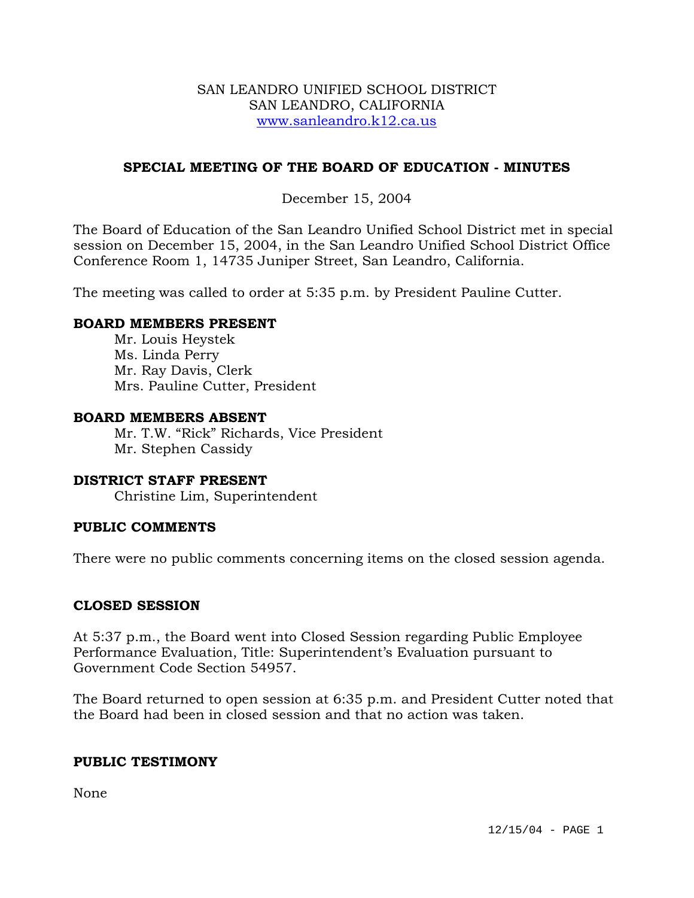SAN LEANDRO UNIFIED SCHOOL DISTRICT
SAN LEANDRO, CALIFORNIA
www.sanleandro.k12.ca.us

## SPECIAL MEETING OF THE BOARD OF EDUCATION - MINUTES

December 15, 2004

The Board of Education of the San Leandro Unified School District met in special session on December 15, 2004, in the San Leandro Unified School District Office Conference Room 1, 14735 Juniper Street, San Leandro, California.

The meeting was called to order at 5:35 p.m. by President Pauline Cutter.

### BOARD MEMBERS PRESENT

Mr. Louis Heystek
Ms. Linda Perry
Mr. Ray Davis, Clerk
Mrs. Pauline Cutter, President

### BOARD MEMBERS ABSENT

Mr. T.W. "Rick" Richards, Vice President
Mr. Stephen Cassidy

### DISTRICT STAFF PRESENT

Christine Lim, Superintendent

### PUBLIC COMMENTS

There were no public comments concerning items on the closed session agenda.

### CLOSED SESSION

At 5:37 p.m., the Board went into Closed Session regarding Public Employee Performance Evaluation, Title: Superintendent's Evaluation pursuant to Government Code Section 54957.

The Board returned to open session at 6:35 p.m. and President Cutter noted that the Board had been in closed session and that no action was taken.

### PUBLIC TESTIMONY

None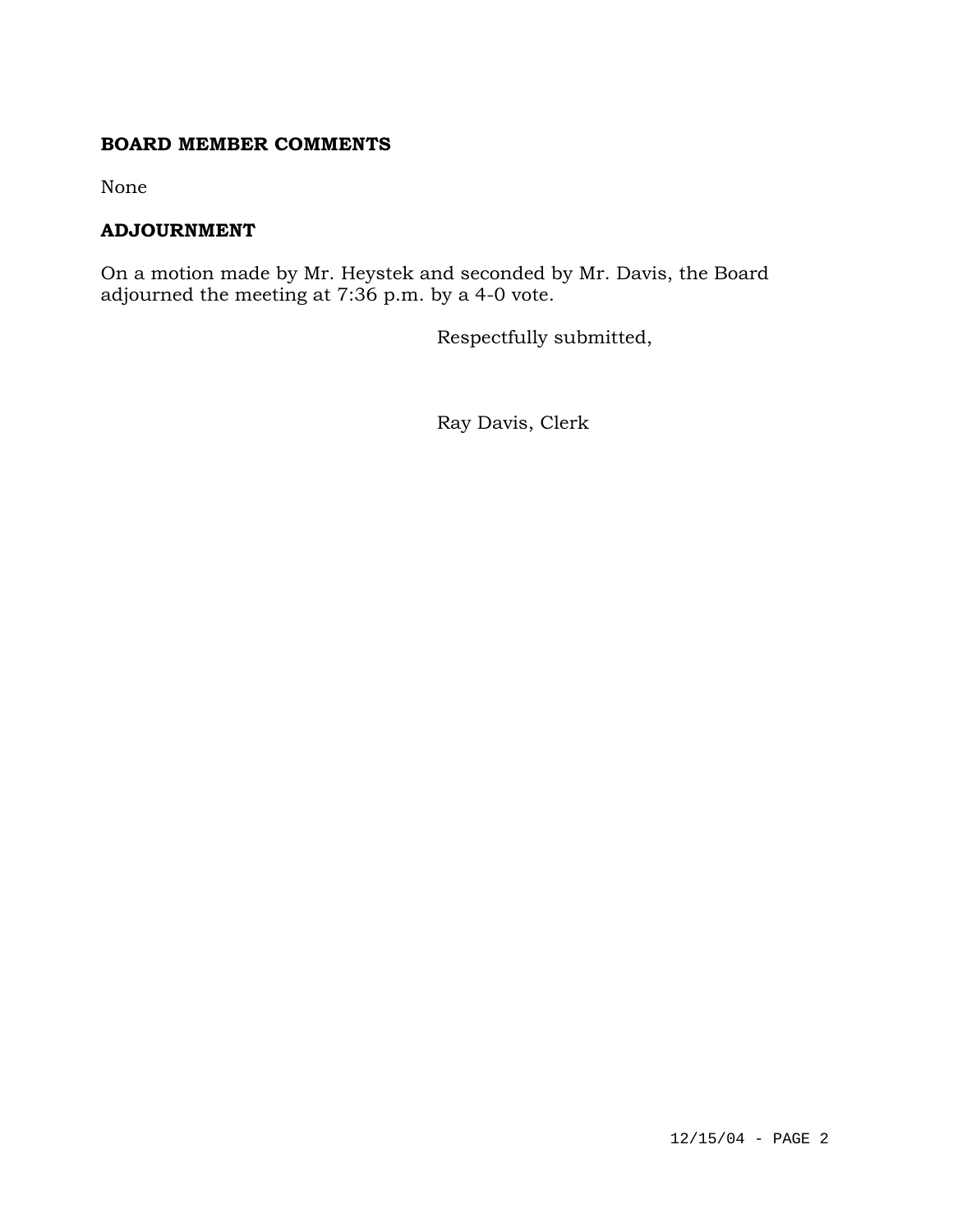**BOARD MEMBER COMMENTS**

None

**ADJOURNMENT**

On a motion made by Mr. Heystek and seconded by Mr. Davis, the Board adjourned the meeting at 7:36 p.m. by a 4-0 vote.

Respectfully submitted,

Ray Davis, Clerk